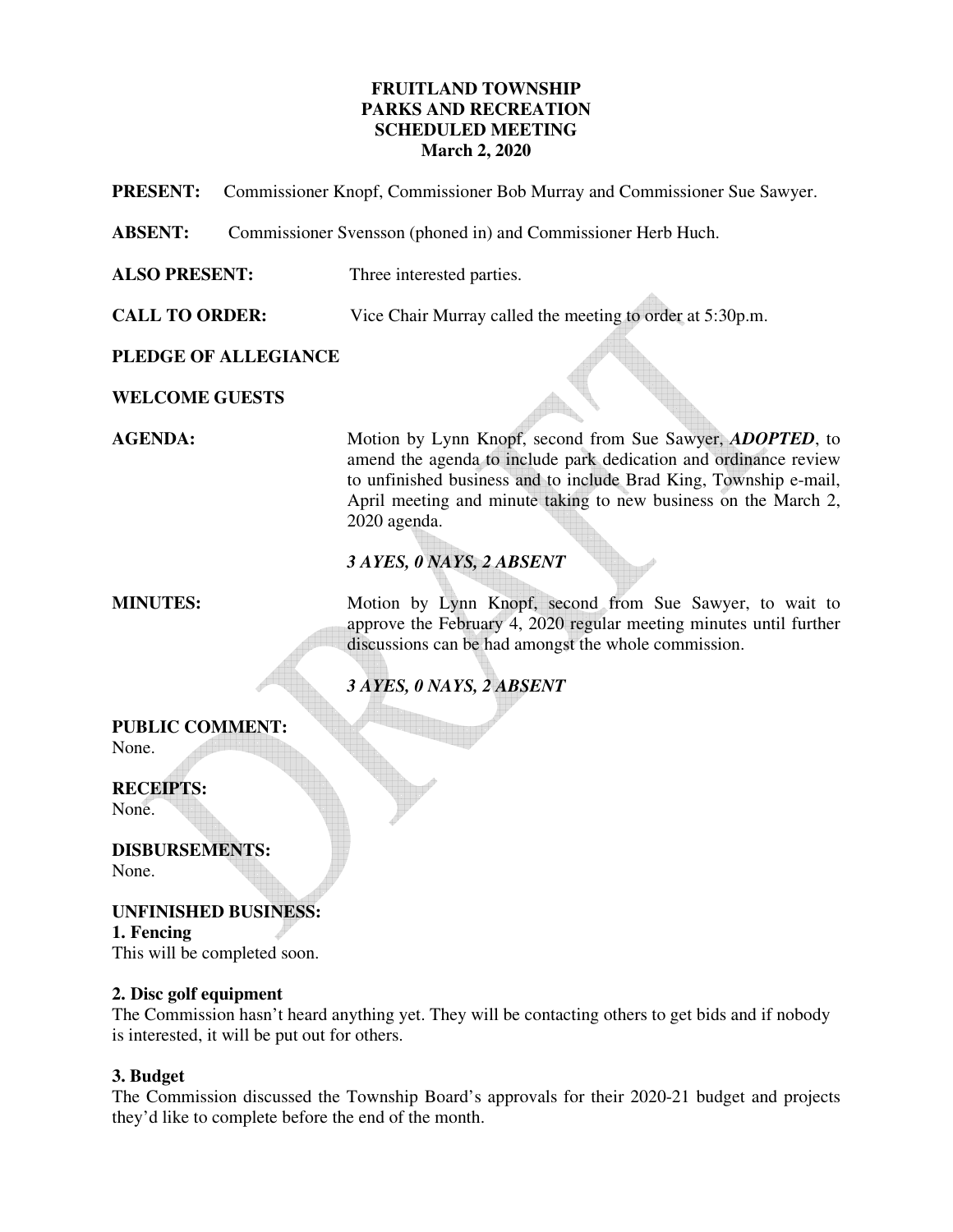**FRUITLAND TOWNSHIP**
**PARKS AND RECREATION**
**SCHEDULED MEETING**
**March 2, 2020**

**PRESENT:** Commissioner Knopf, Commissioner Bob Murray and Commissioner Sue Sawyer.

**ABSENT:** Commissioner Svensson (phoned in) and Commissioner Herb Huch.

**ALSO PRESENT:** Three interested parties.

**CALL TO ORDER:** Vice Chair Murray called the meeting to order at 5:30p.m.

**PLEDGE OF ALLEGIANCE**

**WELCOME GUESTS**

**AGENDA:** Motion by Lynn Knopf, second from Sue Sawyer, ***ADOPTED***, to amend the agenda to include park dedication and ordinance review to unfinished business and to include Brad King, Township e-mail, April meeting and minute taking to new business on the March 2, 2020 agenda.

***3 AYES, 0 NAYS, 2 ABSENT***

**MINUTES:** Motion by Lynn Knopf, second from Sue Sawyer, to wait to approve the February 4, 2020 regular meeting minutes until further discussions can be had amongst the whole commission.

***3 AYES, 0 NAYS, 2 ABSENT***

**PUBLIC COMMENT:**
None.

**RECEIPTS:**
None.

**DISBURSEMENTS:**
None.

**UNFINISHED BUSINESS:**

**1. Fencing**
This will be completed soon.

**2. Disc golf equipment**
The Commission hasn't heard anything yet. They will be contacting others to get bids and if nobody is interested, it will be put out for others.

**3. Budget**
The Commission discussed the Township Board's approvals for their 2020-21 budget and projects they'd like to complete before the end of the month.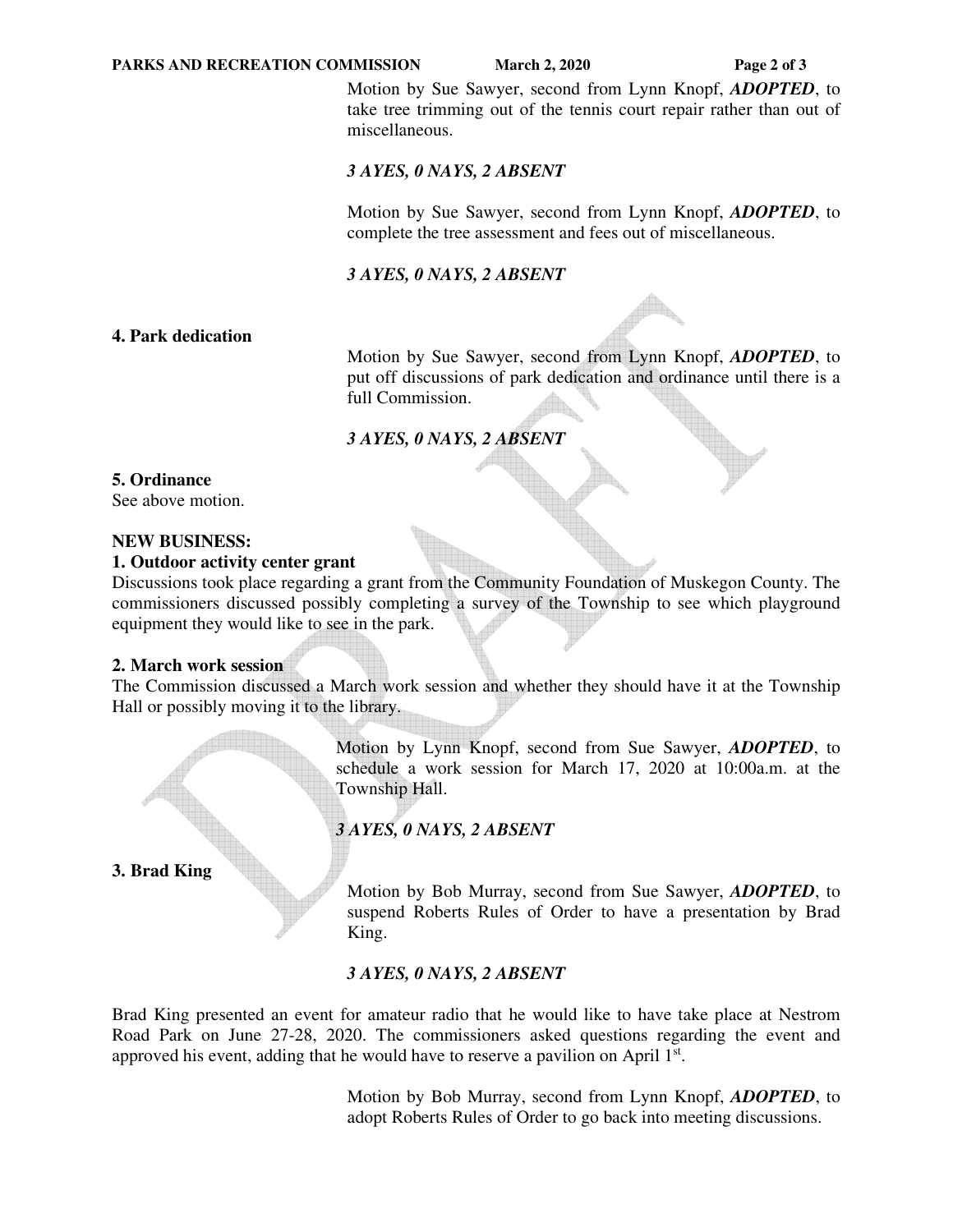Motion by Sue Sawyer, second from Lynn Knopf, ***ADOPTED***, to take tree trimming out of the tennis court repair rather than out of miscellaneous.

***3 AYES, 0 NAYS, 2 ABSENT***

Motion by Sue Sawyer, second from Lynn Knopf, ***ADOPTED***, to complete the tree assessment and fees out of miscellaneous.

***3 AYES, 0 NAYS, 2 ABSENT***

**4. Park dedication**

Motion by Sue Sawyer, second from Lynn Knopf, ***ADOPTED***, to put off discussions of park dedication and ordinance until there is a full Commission.

***3 AYES, 0 NAYS, 2 ABSENT***

**5. Ordinance**

See above motion.

**NEW BUSINESS:**

**1. Outdoor activity center grant**

Discussions took place regarding a grant from the Community Foundation of Muskegon County. The commissioners discussed possibly completing a survey of the Township to see which playground equipment they would like to see in the park.

**2. March work session**

The Commission discussed a March work session and whether they should have it at the Township Hall or possibly moving it to the library.

Motion by Lynn Knopf, second from Sue Sawyer, ***ADOPTED***, to schedule a work session for March 17, 2020 at 10:00a.m. at the Township Hall.

***3 AYES, 0 NAYS, 2 ABSENT***

**3. Brad King**

Motion by Bob Murray, second from Sue Sawyer, ***ADOPTED***, to suspend Roberts Rules of Order to have a presentation by Brad King.

***3 AYES, 0 NAYS, 2 ABSENT***

Brad King presented an event for amateur radio that he would like to have take place at Nestrom Road Park on June 27-28, 2020. The commissioners asked questions regarding the event and approved his event, adding that he would have to reserve a pavilion on April 1st.

Motion by Bob Murray, second from Lynn Knopf, ***ADOPTED***, to adopt Roberts Rules of Order to go back into meeting discussions.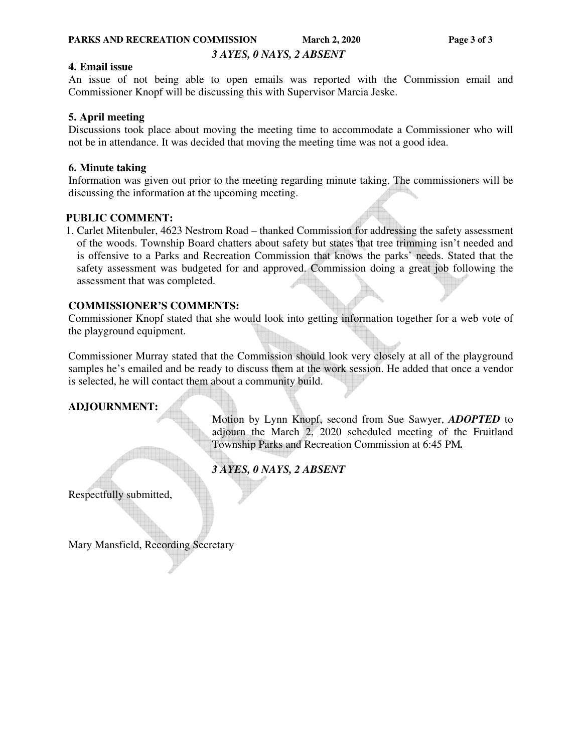***3 AYES, 0 NAYS, 2 ABSENT***

**4. Email issue**

An issue of not being able to open emails was reported with the Commission email and Commissioner Knopf will be discussing this with Supervisor Marcia Jeske.

**5. April meeting**

Discussions took place about moving the meeting time to accommodate a Commissioner who will not be in attendance. It was decided that moving the meeting time was not a good idea.

**6. Minute taking**

Information was given out prior to the meeting regarding minute taking. The commissioners will be discussing the information at the upcoming meeting.

**PUBLIC COMMENT:**

1. Carlet Mitenbuler, 4623 Nestrom Road – thanked Commission for addressing the safety assessment of the woods. Township Board chatters about safety but states that tree trimming isn't needed and is offensive to a Parks and Recreation Commission that knows the parks' needs. Stated that the safety assessment was budgeted for and approved. Commission doing a great job following the assessment that was completed.

**COMMISSIONER'S COMMENTS:**

Commissioner Knopf stated that she would look into getting information together for a web vote of the playground equipment.

Commissioner Murray stated that the Commission should look very closely at all of the playground samples he's emailed and be ready to discuss them at the work session. He added that once a vendor is selected, he will contact them about a community build.

**ADJOURNMENT:**

Motion by Lynn Knopf, second from Sue Sawyer, ***ADOPTED*** to adjourn the March 2, 2020 scheduled meeting of the Fruitland Township Parks and Recreation Commission at 6:45 PM**.**

***3 AYES, 0 NAYS, 2 ABSENT***

Respectfully submitted,

Mary Mansfield, Recording Secretary